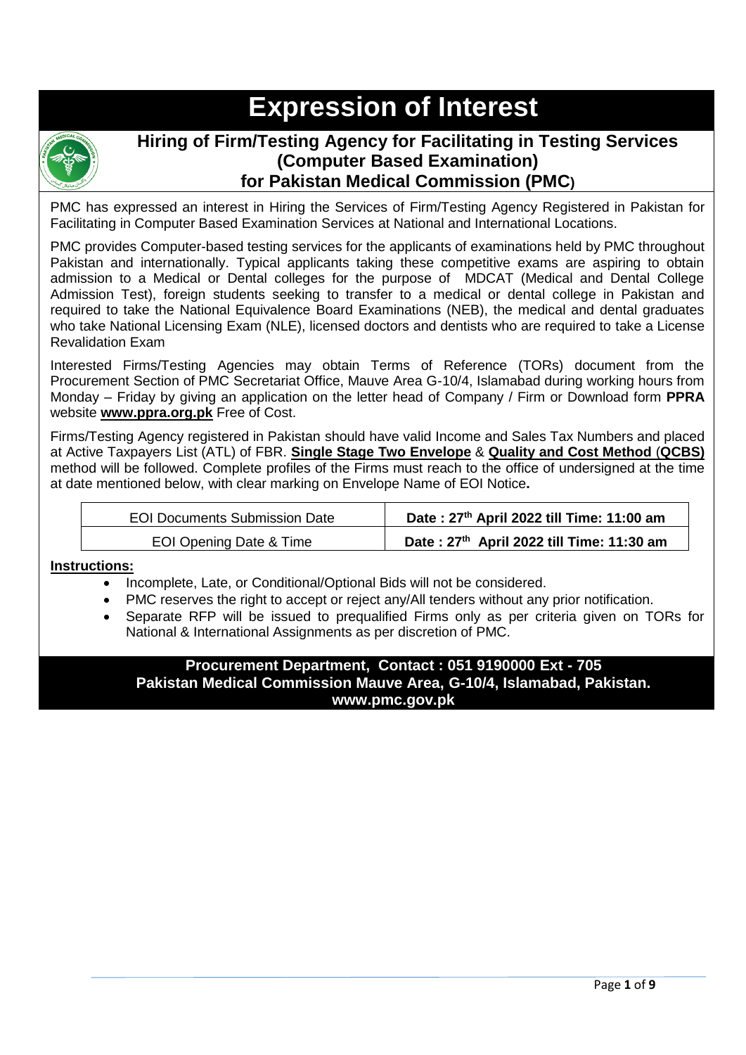# Expression of Interest

## Hiring of Firm/Testing Agency for Facilitating in Testing Services (Computer Based Examination) for Pakistan Medical Commission (PMC)

PMC has expressed an interest in Hiring the Services of Firm/Testing Agency Registered in Pakistan for Facilitating in Computer Based Examination Services at National and International Locations.

PMC provides Computer-based testing services for the applicants of examinations held by PMC throughout Pakistan and internationally. Typical applicants taking these competitive exams are aspiring to obtain admission to a Medical or Dental colleges for the purpose of MDCAT (Medical and Dental College Admission Test), foreign students seeking to transfer to a medical or dental college in Pakistan and required to take the National Equivalence Board Examinations (NEB), the medical and dental graduates who take National Licensing Exam (NLE), licensed doctors and dentists who are required to take a License Revalidation Exam

Interested Firms/Testing Agencies may obtain Terms of Reference (TORs) document from the Procurement Section of PMC Secretariat Office, Mauve Area G-10/4, Islamabad during working hours from Monday – Friday by giving an application on the letter head of Company / Firm or Download form **PPRA** website **www.ppra.org.pk** Free of Cost.

Firms/Testing Agency registered in Pakistan should have valid Income and Sales Tax Numbers and placed at Active Taxpayers List (ATL) of FBR. **Single Stage Two Envelope** & **Quality and Cost Method (QCBS)** method will be followed. Complete profiles of the Firms must reach to the office of undersigned at the time at date mentioned below, with clear marking on Envelope Name of EOI Notice**.**

| EOI Documents Submission Date | **Date : 27th April 2022 till Time: 11:00 am** |
|---|---|
| EOI Opening Date & Time | **Date : 27th April 2022 till Time: 11:30 am** |

**Instructions:**

- Incomplete, Late, or Conditional/Optional Bids will not be considered.
- PMC reserves the right to accept or reject any/All tenders without any prior notification.
- Separate RFP will be issued to prequalified Firms only as per criteria given on TORs for National & International Assignments as per discretion of PMC.

**Procurement Department, Contact : 051 9190000 Ext - 705**
**Pakistan Medical Commission Mauve Area, G-10/4, Islamabad, Pakistan.**
**www.pmc.gov.pk**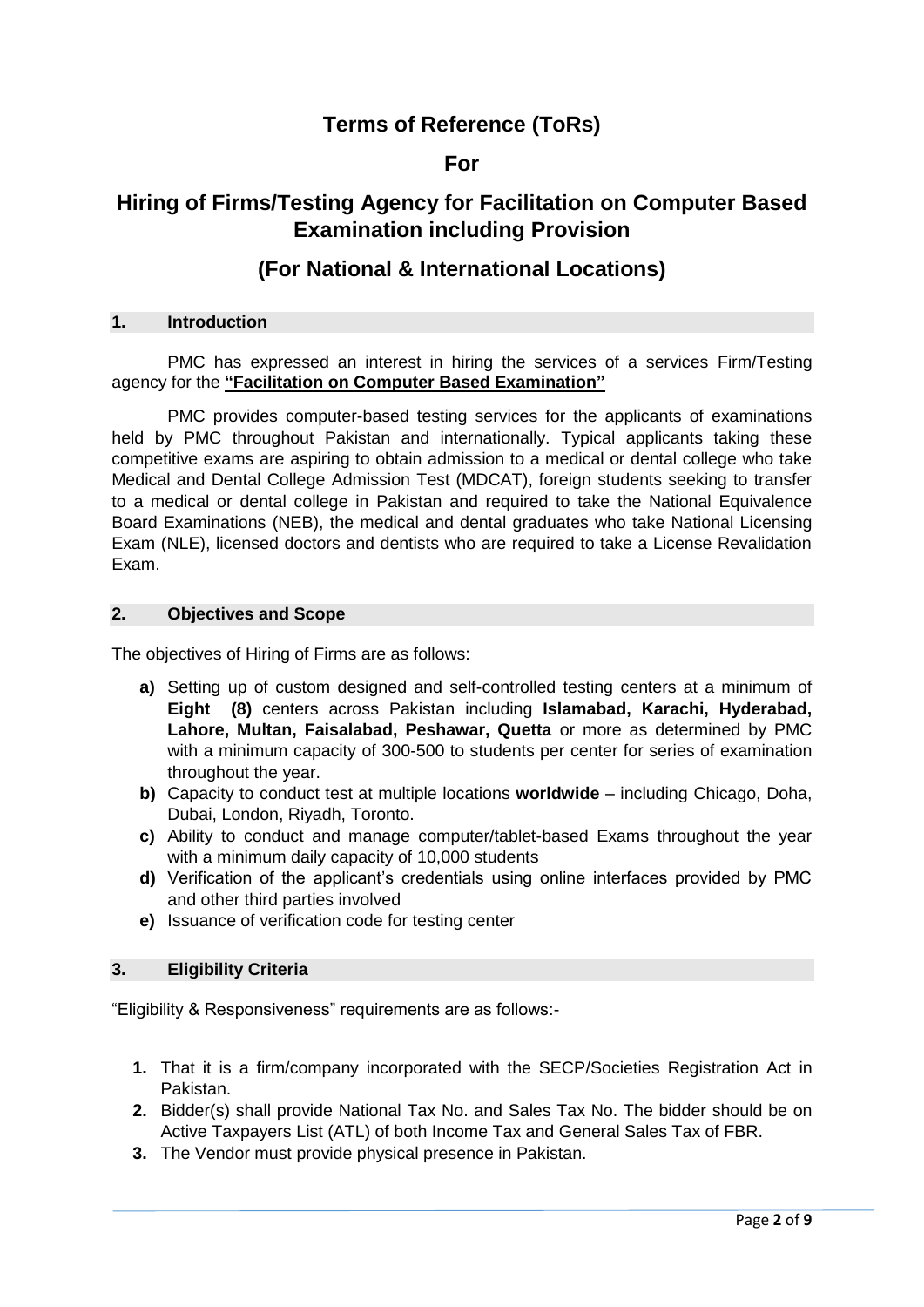# Terms of Reference (ToRs)

## For

# Hiring of Firms/Testing Agency for Facilitation on Computer Based Examination including Provision

## (For National & International Locations)

### 1. Introduction

PMC has expressed an interest in hiring the services of a services Firm/Testing agency for the **"Facilitation on Computer Based Examination"**

PMC provides computer-based testing services for the applicants of examinations held by PMC throughout Pakistan and internationally. Typical applicants taking these competitive exams are aspiring to obtain admission to a medical or dental college who take Medical and Dental College Admission Test (MDCAT), foreign students seeking to transfer to a medical or dental college in Pakistan and required to take the National Equivalence Board Examinations (NEB), the medical and dental graduates who take National Licensing Exam (NLE), licensed doctors and dentists who are required to take a License Revalidation Exam.

### 2. Objectives and Scope

The objectives of Hiring of Firms are as follows:

- **a)** Setting up of custom designed and self-controlled testing centers at a minimum of **Eight (8)** centers across Pakistan including **Islamabad, Karachi, Hyderabad, Lahore, Multan, Faisalabad, Peshawar, Quetta** or more as determined by PMC with a minimum capacity of 300-500 to students per center for series of examination throughout the year.
- **b)** Capacity to conduct test at multiple locations **worldwide** – including Chicago, Doha, Dubai, London, Riyadh, Toronto.
- **c)** Ability to conduct and manage computer/tablet-based Exams throughout the year with a minimum daily capacity of 10,000 students
- **d)** Verification of the applicant's credentials using online interfaces provided by PMC and other third parties involved
- **e)** Issuance of verification code for testing center

### 3. Eligibility Criteria

"Eligibility & Responsiveness" requirements are as follows:-

1. That it is a firm/company incorporated with the SECP/Societies Registration Act in Pakistan.
2. Bidder(s) shall provide National Tax No. and Sales Tax No. The bidder should be on Active Taxpayers List (ATL) of both Income Tax and General Sales Tax of FBR.
3. The Vendor must provide physical presence in Pakistan.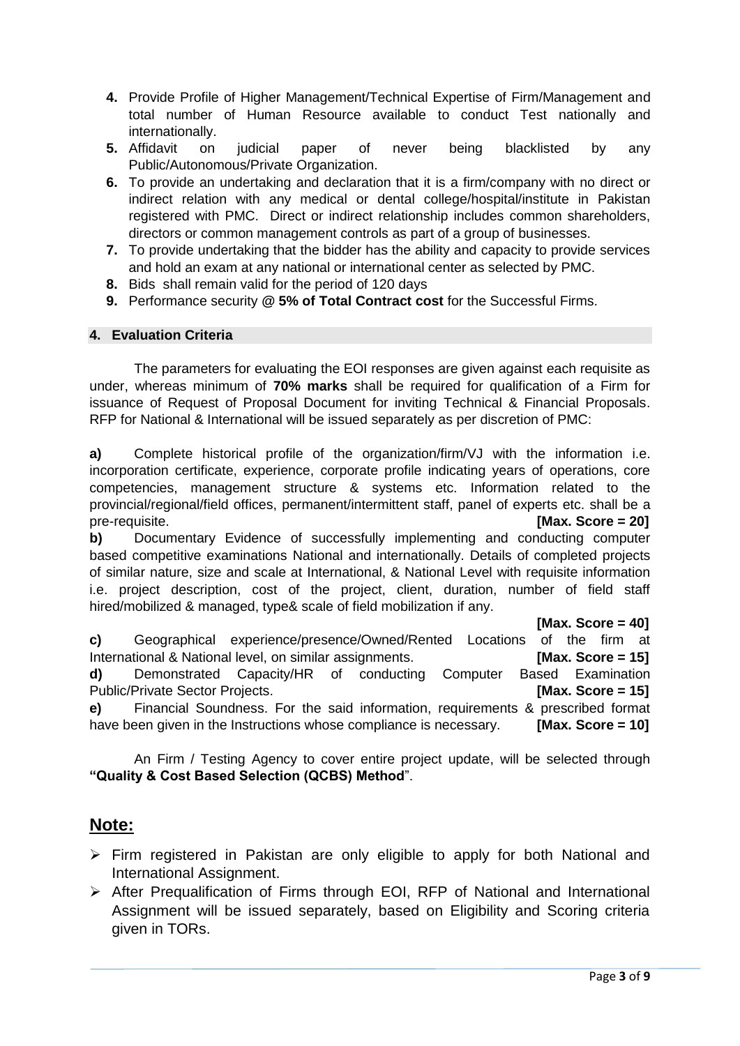4. Provide Profile of Higher Management/Technical Expertise of Firm/Management and total number of Human Resource available to conduct Test nationally and internationally.
5. Affidavit on judicial paper of never being blacklisted by any Public/Autonomous/Private Organization.
6. To provide an undertaking and declaration that it is a firm/company with no direct or indirect relation with any medical or dental college/hospital/institute in Pakistan registered with PMC. Direct or indirect relationship includes common shareholders, directors or common management controls as part of a group of businesses.
7. To provide undertaking that the bidder has the ability and capacity to provide services and hold an exam at any national or international center as selected by PMC.
8. Bids shall remain valid for the period of 120 days
9. Performance security @ **5% of Total Contract cost** for the Successful Firms.

## 4. Evaluation Criteria

The parameters for evaluating the EOI responses are given against each requisite as under, whereas minimum of **70% marks** shall be required for qualification of a Firm for issuance of Request of Proposal Document for inviting Technical & Financial Proposals. RFP for National & International will be issued separately as per discretion of PMC:

**a)** Complete historical profile of the organization/firm/VJ with the information i.e. incorporation certificate, experience, corporate profile indicating years of operations, core competencies, management structure & systems etc. Information related to the provincial/regional/field offices, permanent/intermittent staff, panel of experts etc. shall be a pre-requisite. **[Max. Score = 20]**

**b)** Documentary Evidence of successfully implementing and conducting computer based competitive examinations National and internationally. Details of completed projects of similar nature, size and scale at International, & National Level with requisite information i.e. project description, cost of the project, client, duration, number of field staff hired/mobilized & managed, type& scale of field mobilization if any. **[Max. Score = 40]**

**c)** Geographical experience/presence/Owned/Rented Locations of the firm at International & National level, on similar assignments. **[Max. Score = 15]**

**d)** Demonstrated Capacity/HR of conducting Computer Based Examination Public/Private Sector Projects. **[Max. Score = 15]**

**e)** Financial Soundness. For the said information, requirements & prescribed format have been given in the Instructions whose compliance is necessary. **[Max. Score = 10]**

An Firm / Testing Agency to cover entire project update, will be selected through **"Quality & Cost Based Selection (QCBS) Method"**.

## Note:

- Firm registered in Pakistan are only eligible to apply for both National and International Assignment.
- After Prequalification of Firms through EOI, RFP of National and International Assignment will be issued separately, based on Eligibility and Scoring criteria given in TORs.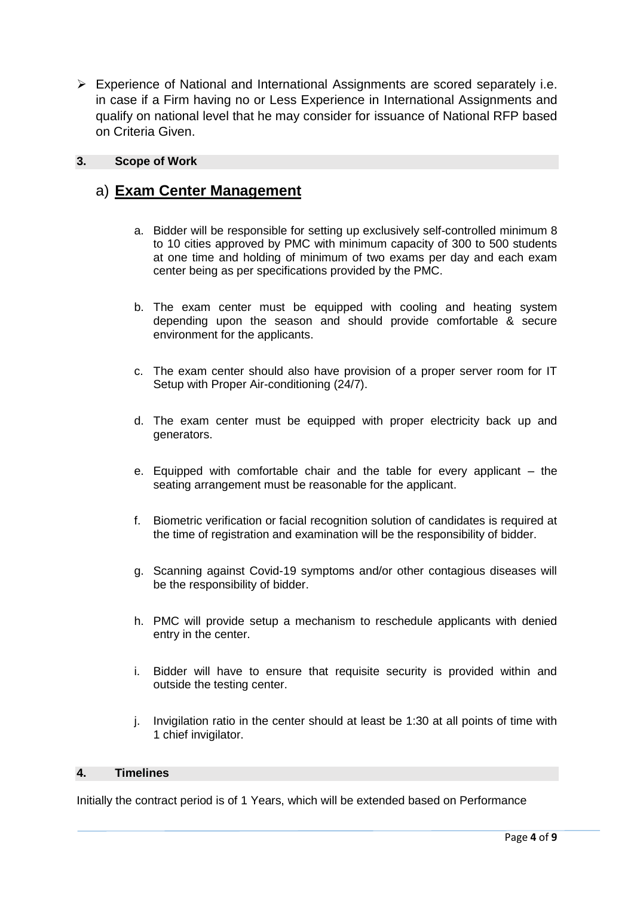- Experience of National and International Assignments are scored separately i.e. in case if a Firm having no or Less Experience in International Assignments and qualify on national level that he may consider for issuance of National RFP based on Criteria Given.

## 3. Scope of Work

### a) **Exam Center Management**

a. Bidder will be responsible for setting up exclusively self-controlled minimum 8 to 10 cities approved by PMC with minimum capacity of 300 to 500 students at one time and holding of minimum of two exams per day and each exam center being as per specifications provided by the PMC.

b. The exam center must be equipped with cooling and heating system depending upon the season and should provide comfortable & secure environment for the applicants.

c. The exam center should also have provision of a proper server room for IT Setup with Proper Air-conditioning (24/7).

d. The exam center must be equipped with proper electricity back up and generators.

e. Equipped with comfortable chair and the table for every applicant – the seating arrangement must be reasonable for the applicant.

f. Biometric verification or facial recognition solution of candidates is required at the time of registration and examination will be the responsibility of bidder.

g. Scanning against Covid-19 symptoms and/or other contagious diseases will be the responsibility of bidder.

h. PMC will provide setup a mechanism to reschedule applicants with denied entry in the center.

i. Bidder will have to ensure that requisite security is provided within and outside the testing center.

j. Invigilation ratio in the center should at least be 1:30 at all points of time with 1 chief invigilator.

## 4. Timelines

Initially the contract period is of 1 Years, which will be extended based on Performance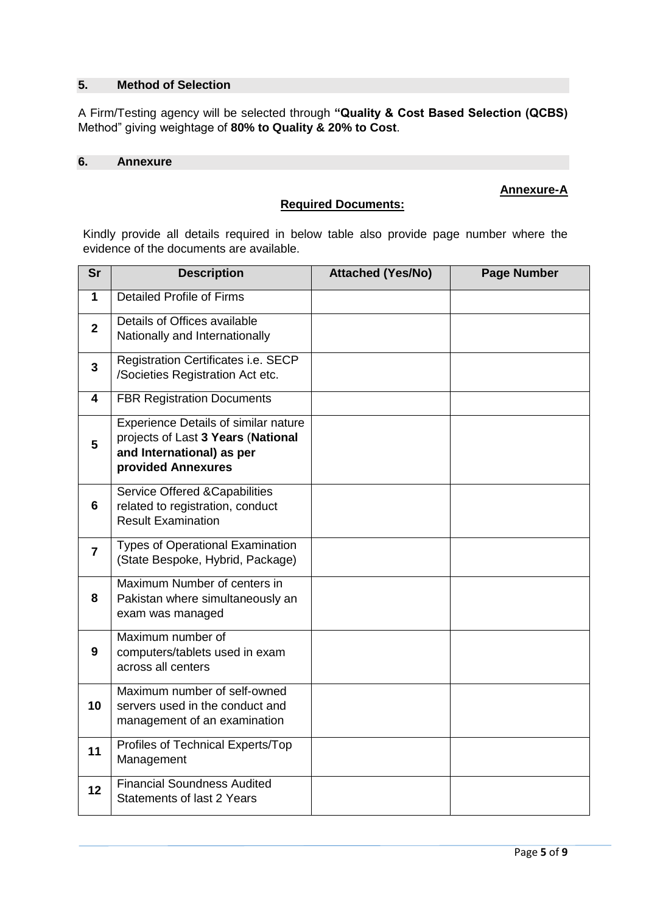## 5. Method of Selection

A Firm/Testing agency will be selected through **"Quality & Cost Based Selection (QCBS)** Method" giving weightage of **80% to Quality & 20% to Cost**.

## 6. Annexure

**Annexure-A**

**Required Documents:**

Kindly provide all details required in below table also provide page number where the evidence of the documents are available.

| Sr | Description | Attached (Yes/No) | Page Number |
|---|---|---|---|
| 1 | Detailed Profile of Firms | | |
| 2 | Details of Offices available Nationally and Internationally | | |
| 3 | Registration Certificates i.e. SECP /Societies Registration Act etc. | | |
| 4 | FBR Registration Documents | | |
| 5 | Experience Details of similar nature projects of Last **3 Years** (**National and International) as per provided Annexures** | | |
| 6 | Service Offered &Capabilities related to registration, conduct Result Examination | | |
| 7 | Types of Operational Examination (State Bespoke, Hybrid, Package) | | |
| 8 | Maximum Number of centers in Pakistan where simultaneously an exam was managed | | |
| 9 | Maximum number of computers/tablets used in exam across all centers | | |
| 10 | Maximum number of self-owned servers used in the conduct and management of an examination | | |
| 11 | Profiles of Technical Experts/Top Management | | |
| 12 | Financial Soundness Audited Statements of last 2 Years | | |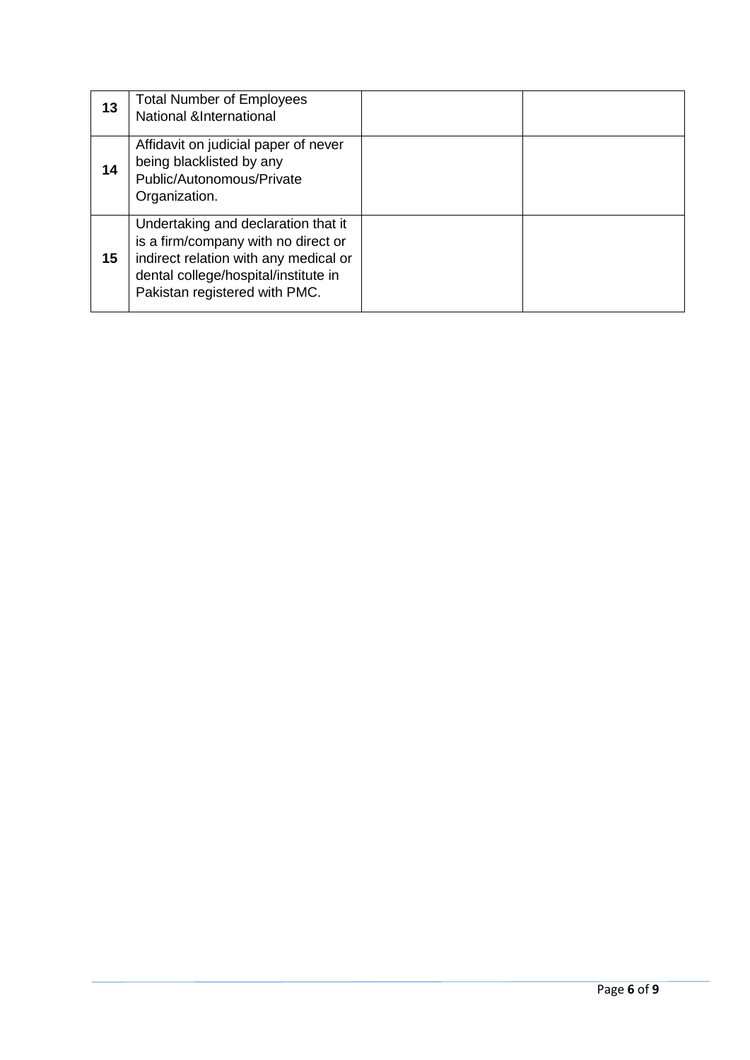| | | | |
|---|---|---|---|
| **13** | Total Number of Employees National &International | | |
| **14** | Affidavit on judicial paper of never being blacklisted by any Public/Autonomous/Private Organization. | | |
| **15** | Undertaking and declaration that it is a firm/company with no direct or indirect relation with any medical or dental college/hospital/institute in Pakistan registered with PMC. | | |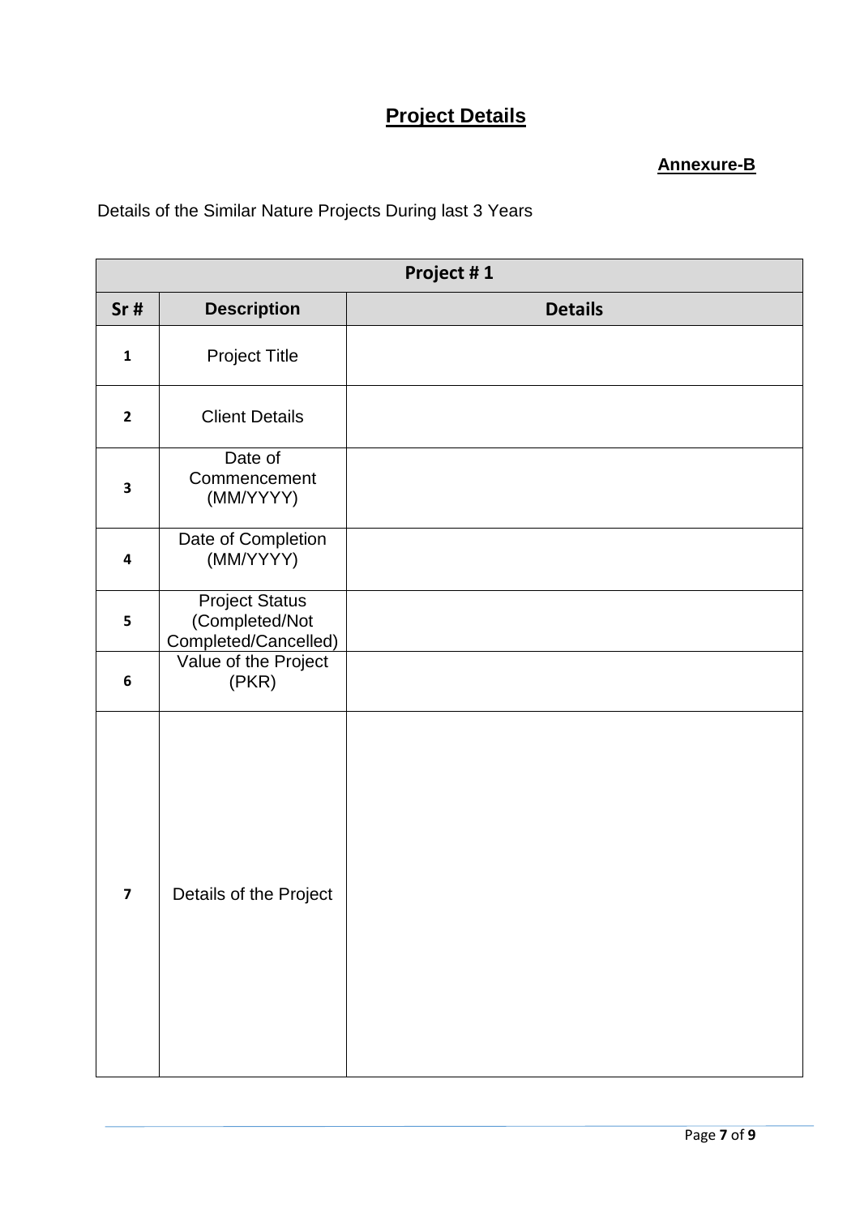# **Project Details**

**Annexure-B**

Details of the Similar Nature Projects During last 3 Years

| Project # 1 | | |
|---|---|---|
| **Sr #** | **Description** | **Details** |
| 1 | Project Title | |
| 2 | Client Details | |
| 3 | Date of Commencement (MM/YYYY) | |
| 4 | Date of Completion (MM/YYYY) | |
| 5 | Project Status (Completed/Not Completed/Cancelled) | |
| 6 | Value of the Project (PKR) | |
| 7 | Details of the Project | |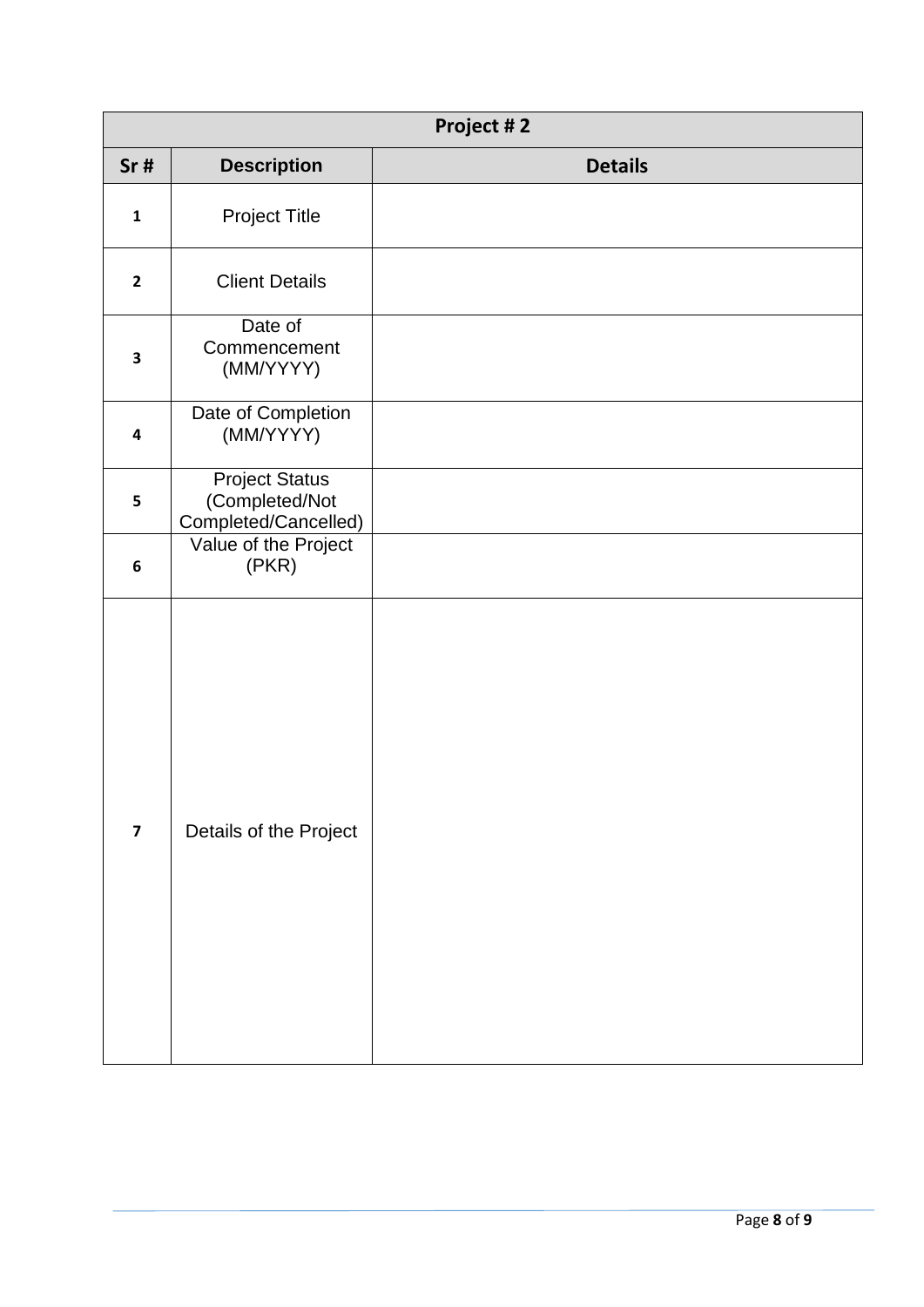| Project # 2 | | |
|---|---|---|
| **Sr #** | **Description** | **Details** |
| **1** | Project Title | |
| **2** | Client Details | |
| **3** | Date of Commencement (MM/YYYY) | |
| **4** | Date of Completion (MM/YYYY) | |
| **5** | Project Status (Completed/Not Completed/Cancelled) | |
| **6** | Value of the Project (PKR) | |
| **7** | Details of the Project | |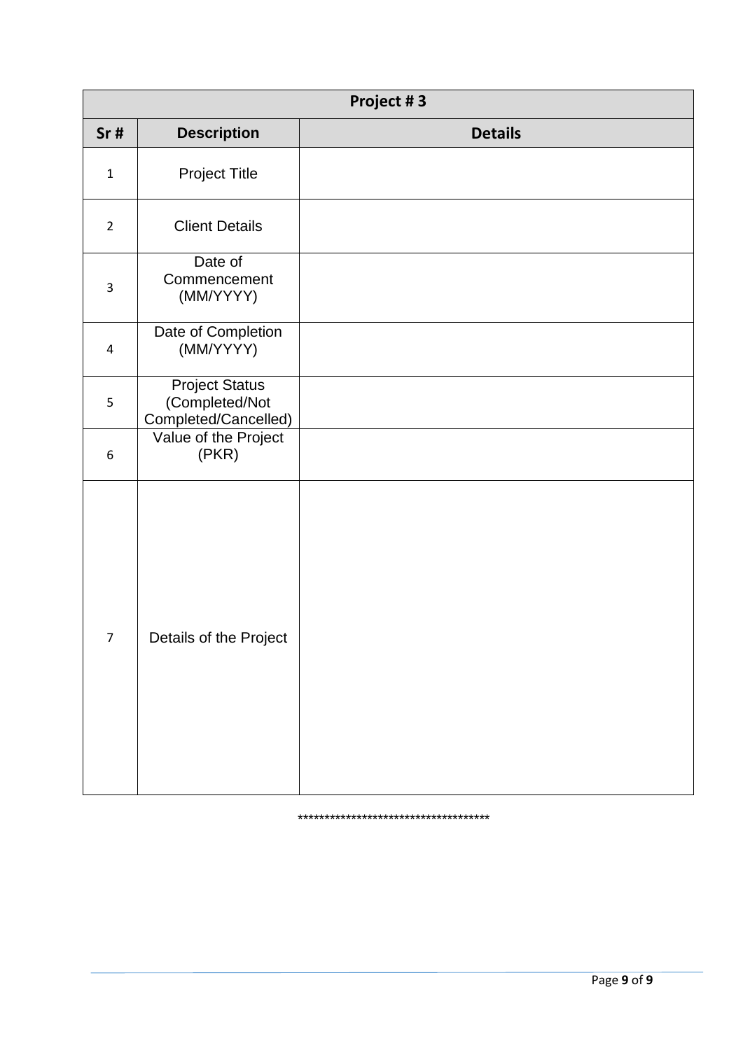| Project # 3 | | |
|---|---|---|
| **Sr #** | **Description** | **Details** |
| 1 | Project Title | |
| 2 | Client Details | |
| 3 | Date of Commencement (MM/YYYY) | |
| 4 | Date of Completion (MM/YYYY) | |
| 5 | Project Status (Completed/Not Completed/Cancelled) | |
| 6 | Value of the Project (PKR) | |
| 7 | Details of the Project | |

************************************